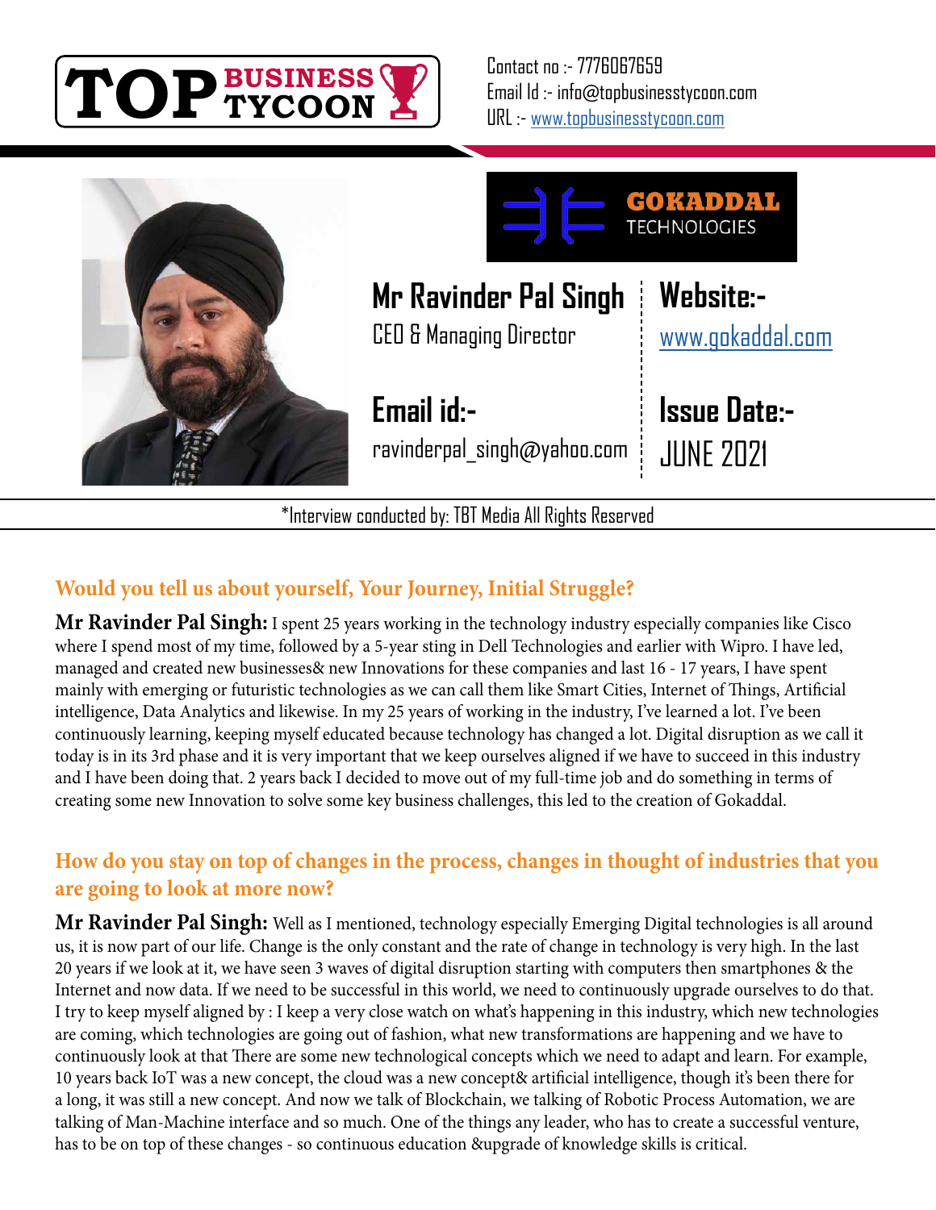TOP BUSINESS TYCOON

Contact no :- 7776067659
Email Id :- info@topbusinesstycoon.com
URL :- www.topbusinesstycoon.com

GOKADDAL TECHNOLOGIES

**Mr Ravinder Pal Singh**
CEO & Managing Director

**Website:-**
www.gokaddal.com

**Email id:-**
ravinderpal_singh@yahoo.com

**Issue Date:-**
JUNE 2021

*Interview conducted by: TBT Media All Rights Reserved

## Would you tell us about yourself, Your Journey, Initial Struggle?

**Mr Ravinder Pal Singh:** I spent 25 years working in the technology industry especially companies like Cisco where I spend most of my time, followed by a 5-year sting in Dell Technologies and earlier with Wipro. I have led, managed and created new businesses& new Innovations for these companies and last 16 - 17 years, I have spent mainly with emerging or futuristic technologies as we can call them like Smart Cities, Internet of Things, Artificial intelligence, Data Analytics and likewise. In my 25 years of working in the industry, I've learned a lot. I've been continuously learning, keeping myself educated because technology has changed a lot. Digital disruption as we call it today is in its 3rd phase and it is very important that we keep ourselves aligned if we have to succeed in this industry and I have been doing that. 2 years back I decided to move out of my full-time job and do something in terms of creating some new Innovation to solve some key business challenges, this led to the creation of Gokaddal.

## How do you stay on top of changes in the process, changes in thought of industries that you are going to look at more now?

**Mr Ravinder Pal Singh:** Well as I mentioned, technology especially Emerging Digital technologies is all around us, it is now part of our life. Change is the only constant and the rate of change in technology is very high. In the last 20 years if we look at it, we have seen 3 waves of digital disruption starting with computers then smartphones & the Internet and now data. If we need to be successful in this world, we need to continuously upgrade ourselves to do that. I try to keep myself aligned by : I keep a very close watch on what's happening in this industry, which new technologies are coming, which technologies are going out of fashion, what new transformations are happening and we have to continuously look at that There are some new technological concepts which we need to adapt and learn. For example, 10 years back IoT was a new concept, the cloud was a new concept& artificial intelligence, though it's been there for a long, it was still a new concept. And now we talk of Blockchain, we talking of Robotic Process Automation, we are talking of Man-Machine interface and so much. One of the things any leader, who has to create a successful venture, has to be on top of these changes - so continuous education &upgrade of knowledge skills is critical.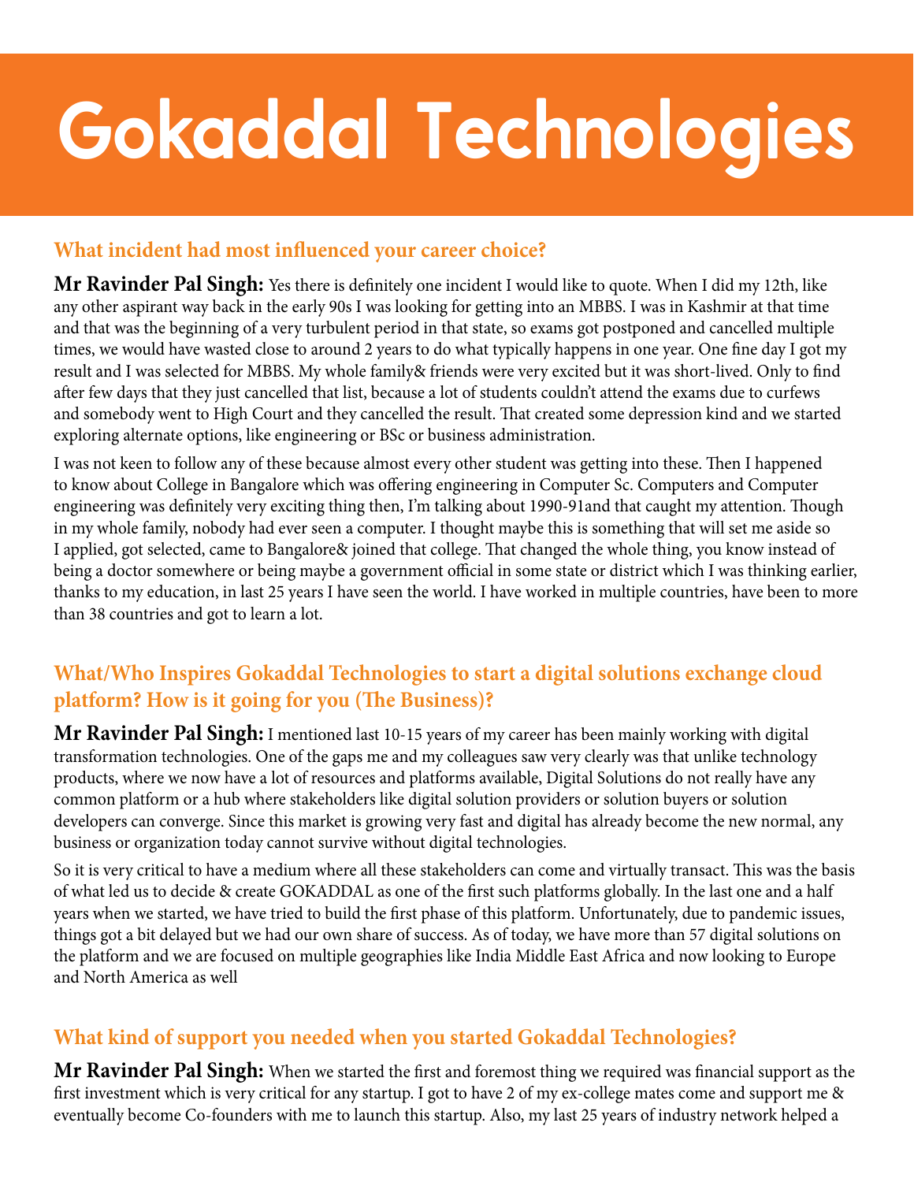# Gokaddal Technologies

## What incident had most influenced your career choice?

**Mr Ravinder Pal Singh:** Yes there is definitely one incident I would like to quote. When I did my 12th, like any other aspirant way back in the early 90s I was looking for getting into an MBBS. I was in Kashmir at that time and that was the beginning of a very turbulent period in that state, so exams got postponed and cancelled multiple times, we would have wasted close to around 2 years to do what typically happens in one year. One fine day I got my result and I was selected for MBBS. My whole family& friends were very excited but it was short-lived. Only to find after few days that they just cancelled that list, because a lot of students couldn't attend the exams due to curfews and somebody went to High Court and they cancelled the result. That created some depression kind and we started exploring alternate options, like engineering or BSc or business administration.

I was not keen to follow any of these because almost every other student was getting into these. Then I happened to know about College in Bangalore which was offering engineering in Computer Sc. Computers and Computer engineering was definitely very exciting thing then, I'm talking about 1990-91and that caught my attention. Though in my whole family, nobody had ever seen a computer. I thought maybe this is something that will set me aside so I applied, got selected, came to Bangalore& joined that college. That changed the whole thing, you know instead of being a doctor somewhere or being maybe a government official in some state or district which I was thinking earlier, thanks to my education, in last 25 years I have seen the world. I have worked in multiple countries, have been to more than 38 countries and got to learn a lot.

## What/Who Inspires Gokaddal Technologies to start a digital solutions exchange cloud platform? How is it going for you (The Business)?

**Mr Ravinder Pal Singh:** I mentioned last 10-15 years of my career has been mainly working with digital transformation technologies. One of the gaps me and my colleagues saw very clearly was that unlike technology products, where we now have a lot of resources and platforms available, Digital Solutions do not really have any common platform or a hub where stakeholders like digital solution providers or solution buyers or solution developers can converge. Since this market is growing very fast and digital has already become the new normal, any business or organization today cannot survive without digital technologies.

So it is very critical to have a medium where all these stakeholders can come and virtually transact. This was the basis of what led us to decide & create GOKADDAL as one of the first such platforms globally. In the last one and a half years when we started, we have tried to build the first phase of this platform. Unfortunately, due to pandemic issues, things got a bit delayed but we had our own share of success. As of today, we have more than 57 digital solutions on the platform and we are focused on multiple geographies like India Middle East Africa and now looking to Europe and North America as well

## What kind of support you needed when you started Gokaddal Technologies?

**Mr Ravinder Pal Singh:** When we started the first and foremost thing we required was financial support as the first investment which is very critical for any startup. I got to have 2 of my ex-college mates come and support me & eventually become Co-founders with me to launch this startup. Also, my last 25 years of industry network helped a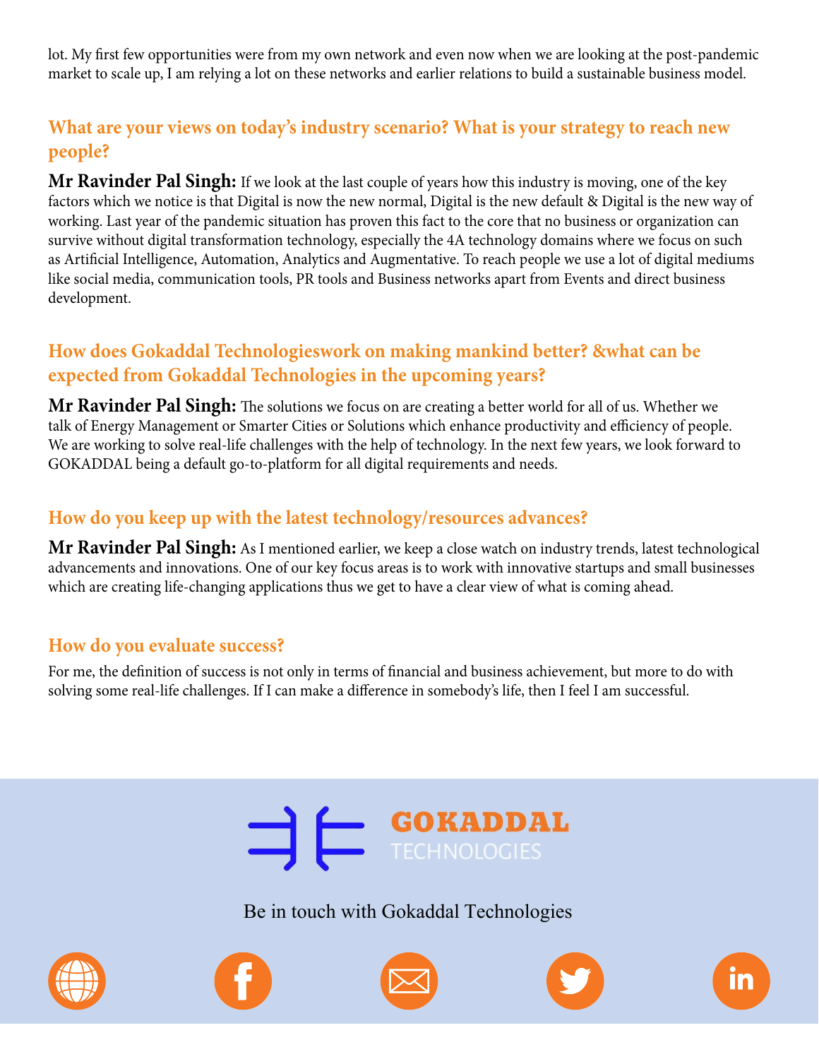lot. My first few opportunities were from my own network and even now when we are looking at the post-pandemic market to scale up, I am relying a lot on these networks and earlier relations to build a sustainable business model.

## What are your views on today's industry scenario? What is your strategy to reach new people?

**Mr Ravinder Pal Singh:** If we look at the last couple of years how this industry is moving, one of the key factors which we notice is that Digital is now the new normal, Digital is the new default & Digital is the new way of working. Last year of the pandemic situation has proven this fact to the core that no business or organization can survive without digital transformation technology, especially the 4A technology domains where we focus on such as Artificial Intelligence, Automation, Analytics and Augmentative. To reach people we use a lot of digital mediums like social media, communication tools, PR tools and Business networks apart from Events and direct business development.

## How does Gokaddal Technologieswork on making mankind better? &what can be expected from Gokaddal Technologies in the upcoming years?

**Mr Ravinder Pal Singh:** The solutions we focus on are creating a better world for all of us. Whether we talk of Energy Management or Smarter Cities or Solutions which enhance productivity and efficiency of people. We are working to solve real-life challenges with the help of technology. In the next few years, we look forward to GOKADDAL being a default go-to-platform for all digital requirements and needs.

## How do you keep up with the latest technology/resources advances?

**Mr Ravinder Pal Singh:** As I mentioned earlier, we keep a close watch on industry trends, latest technological advancements and innovations. One of our key focus areas is to work with innovative startups and small businesses which are creating life-changing applications thus we get to have a clear view of what is coming ahead.

## How do you evaluate success?

For me, the definition of success is not only in terms of financial and business achievement, but more to do with solving some real-life challenges. If I can make a difference in somebody's life, then I feel I am successful.

GOKADDAL TECHNOLOGIES

Be in touch with Gokaddal Technologies